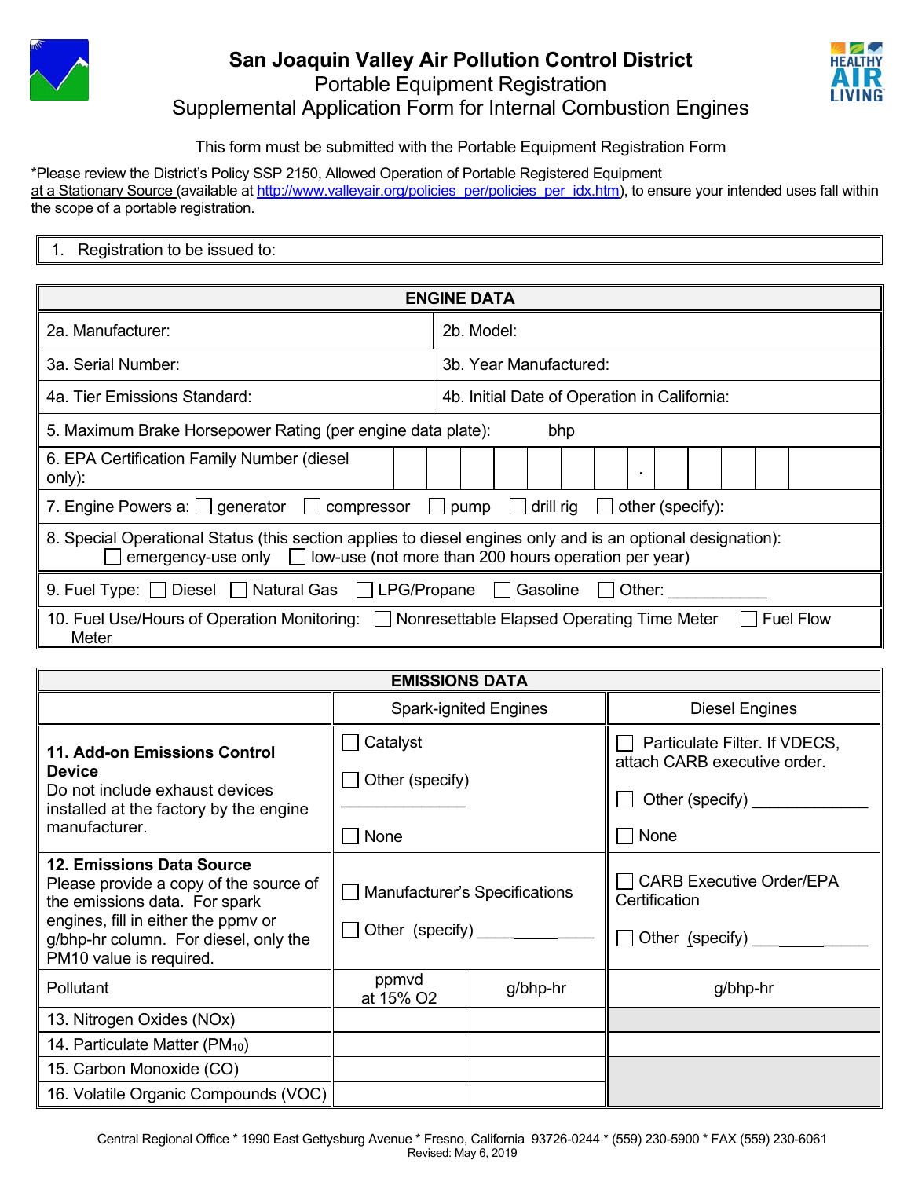# San Joaquin Valley Air Pollution Control District

## Portable Equipment Registration

## Supplemental Application Form for Internal Combustion Engines

This form must be submitted with the Portable Equipment Registration Form

*Please review the District's Policy SSP 2150, Allowed Operation of Portable Registered Equipment at a Stationary Source (available at http://www.valleyair.org/policies_per/policies_per_idx.htm), to ensure your intended uses fall within the scope of a portable registration.

| 1. Registration to be issued to: |
|---|

| ENGINE DATA | |
|---|---|
| 2a. Manufacturer: | 2b. Model: |
| 3a. Serial Number: | 3b. Year Manufactured: |
| 4a. Tier Emissions Standard: | 4b. Initial Date of Operation in California: |
| 5. Maximum Brake Horsepower Rating (per engine data plate): bhp | |
| 6. EPA Certification Family Number (diesel only): _ _ _ _ _ _ _ . _ _ _ _ | |
| 7. Engine Powers a: ☐ generator ☐ compressor ☐ pump ☐ drill rig ☐ other (specify): | |
| 8. Special Operational Status (this section applies to diesel engines only and is an optional designation): ☐ emergency-use only ☐ low-use (not more than 200 hours operation per year) | |
| 9. Fuel Type: ☐ Diesel ☐ Natural Gas ☐ LPG/Propane ☐ Gasoline ☐ Other: ___________ | |
| 10. Fuel Use/Hours of Operation Monitoring: ☐ Nonresettable Elapsed Operating Time Meter ☐ Fuel Flow Meter | |

| EMISSIONS DATA | | | |
|---|---|---|---|
| | Spark-ignited Engines | | Diesel Engines |
| **11. Add-on Emissions Control Device** Do not include exhaust devices installed at the factory by the engine manufacturer. | ☐ Catalyst ☐ Other (specify) ______________ ☐ None | | ☐ Particulate Filter. If VDECS, attach CARB executive order. ☐ Other (specify) _____________ ☐ None |
| **12. Emissions Data Source** Please provide a copy of the source of the emissions data. For spark engines, fill in either the ppmv or g/bhp-hr column. For diesel, only the PM10 value is required. | ☐ Manufacturer's Specifications ☐ Other (specify) ____________ | | ☐ CARB Executive Order/EPA Certification ☐ Other (specify) ____________ |
| Pollutant | ppmvd at 15% $O_2$ | g/bhp-hr | g/bhp-hr |
| 13. Nitrogen Oxides (NOx) | | | |
| 14. Particulate Matter ($PM_{10}$) | | | |
| 15. Carbon Monoxide (CO) | | | |
| 16. Volatile Organic Compounds (VOC) | | | |

Central Regional Office * 1990 East Gettysburg Avenue * Fresno, California 93726-0244 * (559) 230-5900 * FAX (559) 230-6061

Revised: May 6, 2019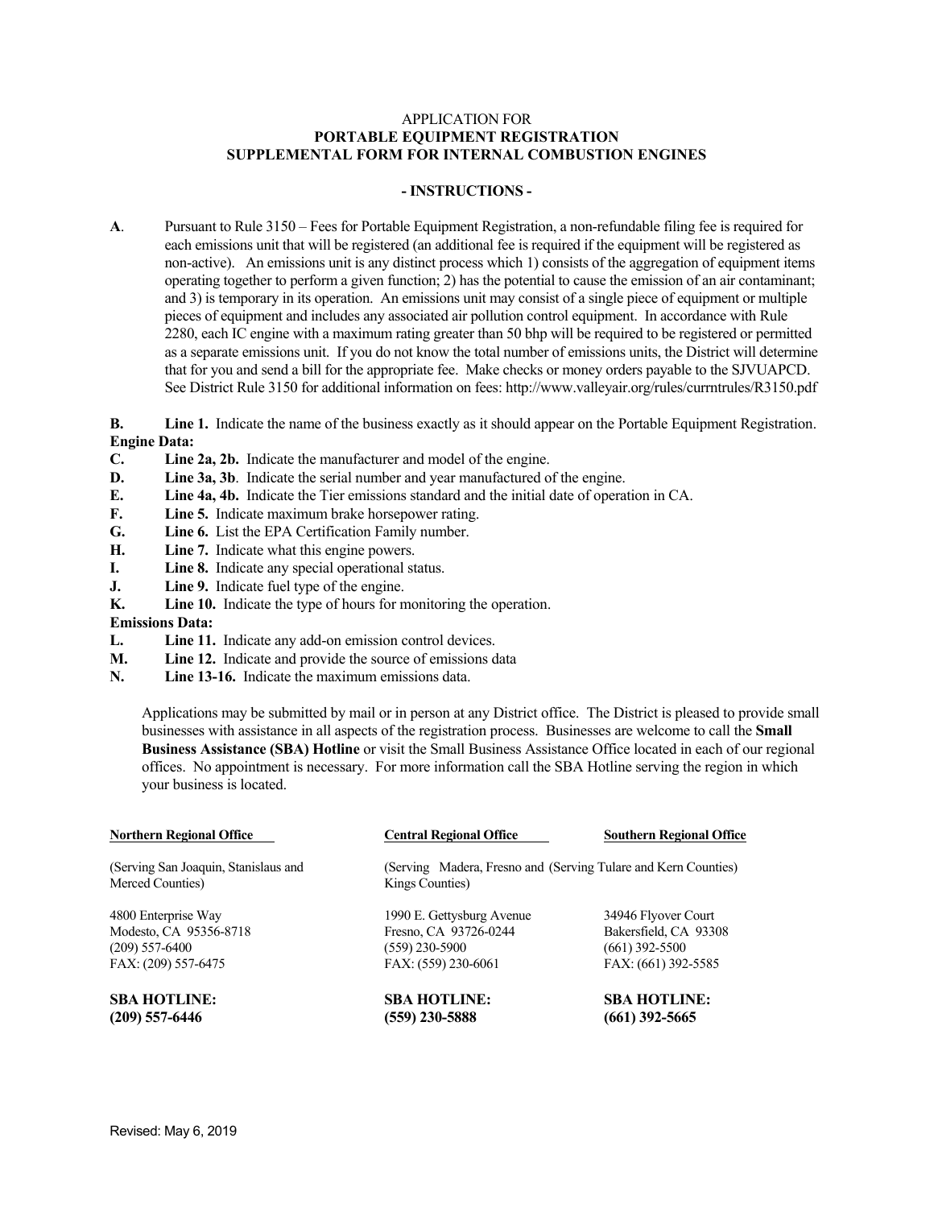APPLICATION FOR

**PORTABLE EQUIPMENT REGISTRATION**

**SUPPLEMENTAL FORM FOR INTERNAL COMBUSTION ENGINES**

**- INSTRUCTIONS -**

**A**. Pursuant to Rule 3150 – Fees for Portable Equipment Registration, a non-refundable filing fee is required for each emissions unit that will be registered (an additional fee is required if the equipment will be registered as non-active). An emissions unit is any distinct process which 1) consists of the aggregation of equipment items operating together to perform a given function; 2) has the potential to cause the emission of an air contaminant; and 3) is temporary in its operation. An emissions unit may consist of a single piece of equipment or multiple pieces of equipment and includes any associated air pollution control equipment. In accordance with Rule 2280, each IC engine with a maximum rating greater than 50 bhp will be required to be registered or permitted as a separate emissions unit. If you do not know the total number of emissions units, the District will determine that for you and send a bill for the appropriate fee. Make checks or money orders payable to the SJVUAPCD. See District Rule 3150 for additional information on fees: http://www.valleyair.org/rules/currntrules/R3150.pdf

**B.** **Line 1.** Indicate the name of the business exactly as it should appear on the Portable Equipment Registration.

**Engine Data:**

**C.** **Line 2a, 2b.** Indicate the manufacturer and model of the engine.
**D.** **Line 3a, 3b**. Indicate the serial number and year manufactured of the engine.
**E.** **Line 4a, 4b.** Indicate the Tier emissions standard and the initial date of operation in CA.
**F.** **Line 5.** Indicate maximum brake horsepower rating.
**G.** **Line 6.** List the EPA Certification Family number.
**H.** **Line 7.** Indicate what this engine powers.
**I.** **Line 8.** Indicate any special operational status.
**J.** **Line 9.** Indicate fuel type of the engine.
**K.** **Line 10.** Indicate the type of hours for monitoring the operation.

**Emissions Data:**

**L.** **Line 11.** Indicate any add-on emission control devices.
**M.** **Line 12.** Indicate and provide the source of emissions data
**N.** **Line 13-16.** Indicate the maximum emissions data.

Applications may be submitted by mail or in person at any District office. The District is pleased to provide small businesses with assistance in all aspects of the registration process. Businesses are welcome to call the **Small Business Assistance (SBA) Hotline** or visit the Small Business Assistance Office located in each of our regional offices. No appointment is necessary. For more information call the SBA Hotline serving the region in which your business is located.

| Northern Regional Office | Central Regional Office | Southern Regional Office |
|---|---|---|
| (Serving San Joaquin, Stanislaus and Merced Counties) | (Serving Madera, Fresno and Kings Counties) | (Serving Tulare and Kern Counties) |
| 4800 Enterprise Way<br>Modesto, CA 95356-8718<br>(209) 557-6400<br>FAX: (209) 557-6475 | 1990 E. Gettysburg Avenue<br>Fresno, CA 93726-0244<br>(559) 230-5900<br>FAX: (559) 230-6061 | 34946 Flyover Court<br>Bakersfield, CA 93308<br>(661) 392-5500<br>FAX: (661) 392-5585 |
| **SBA HOTLINE:**<br>**(209) 557-6446** | **SBA HOTLINE:**<br>**(559) 230-5888** | **SBA HOTLINE:**<br>**(661) 392-5665** |

Revised: May 6, 2019